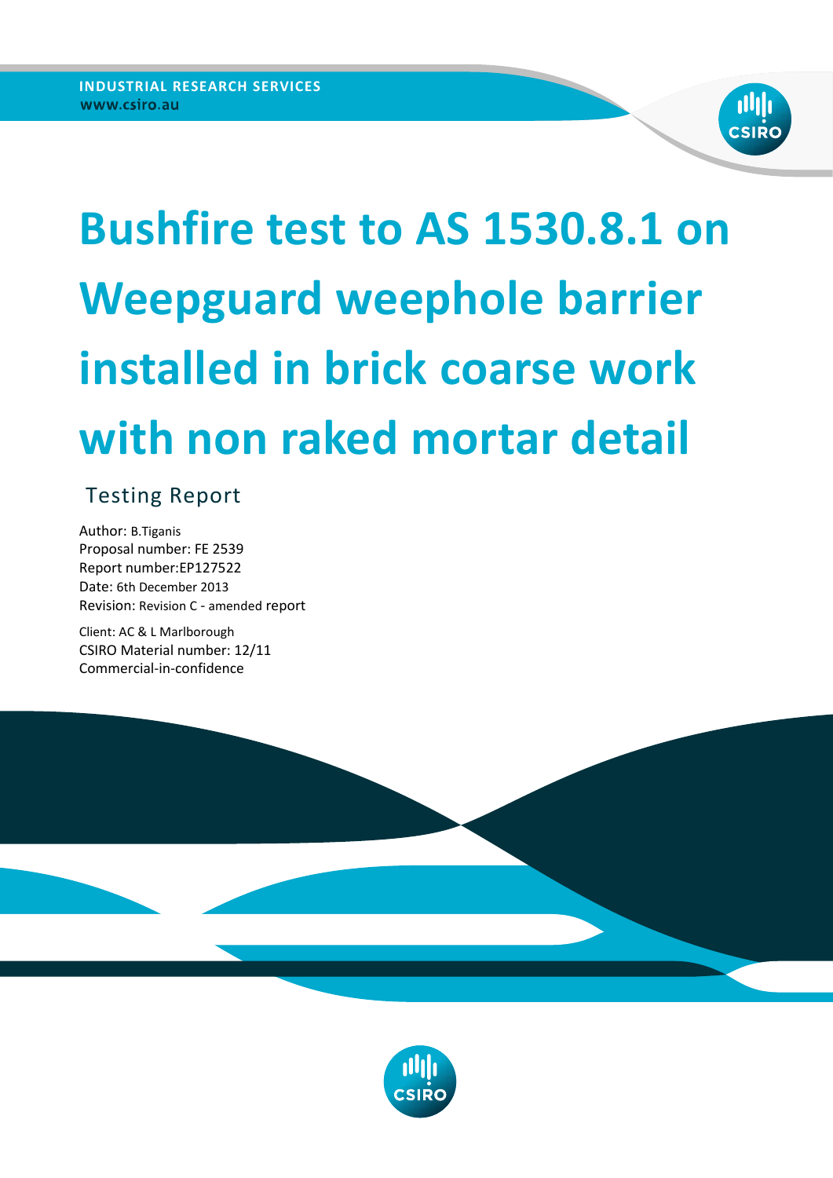INDUSTRIAL RESEARCH SERVICES
www.csiro.au

# Bushfire test to AS 1530.8.1 on Weepguard weephole barrier installed in brick coarse work with non raked mortar detail

## Testing Report

Author: B.Tiganis
Proposal number: FE 2539
Report number:EP127522
Date: 6th December 2013
Revision: Revision C - amended report

Client: AC & L Marlborough
CSIRO Material number: 12/11
Commercial-in-confidence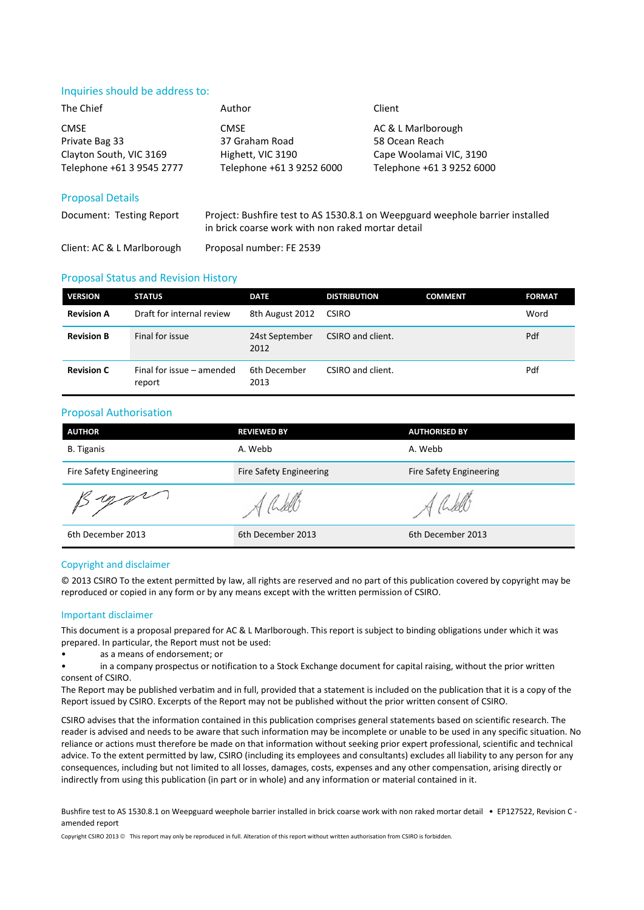## Inquiries should be address to:

| The Chief | Author | Client |
|---|---|---|
| CMSE<br>Private Bag 33<br>Clayton South, VIC 3169<br>Telephone +61 3 9545 2777 | CMSE<br>37 Graham Road<br>Highett, VIC 3190<br>Telephone +61 3 9252 6000 | AC & L Marlborough<br>58 Ocean Reach<br>Cape Woolamai VIC, 3190<br>Telephone +61 3 9252 6000 |

## Proposal Details

| | |
|---|---|
| Document: Testing Report | Project: Bushfire test to AS 1530.8.1 on Weepguard weephole barrier installed in brick coarse work with non raked mortar detail |
| Client: AC & L Marlborough | Proposal number: FE 2539 |

## Proposal Status and Revision History

| VERSION | STATUS | DATE | DISTRIBUTION | COMMENT | FORMAT |
|---|---|---|---|---|---|
| **Revision A** | Draft for internal review | 8th August 2012 | CSIRO | | Word |
| **Revision B** | Final for issue | 24st September 2012 | CSIRO and client. | | Pdf |
| **Revision C** | Final for issue – amended report | 6th December 2013 | CSIRO and client. | | Pdf |

## Proposal Authorisation

| AUTHOR | REVIEWED BY | AUTHORISED BY |
|---|---|---|
| B. Tiganis | A. Webb | A. Webb |
| Fire Safety Engineering | Fire Safety Engineering | Fire Safety Engineering |
| | | |
| 6th December 2013 | 6th December 2013 | 6th December 2013 |

## Copyright and disclaimer

© 2013 CSIRO To the extent permitted by law, all rights are reserved and no part of this publication covered by copyright may be reproduced or copied in any form or by any means except with the written permission of CSIRO.

## Important disclaimer

This document is a proposal prepared for AC & L Marlborough. This report is subject to binding obligations under which it was prepared. In particular, the Report must not be used:

- as a means of endorsement; or
- in a company prospectus or notification to a Stock Exchange document for capital raising, without the prior written consent of CSIRO.

The Report may be published verbatim and in full, provided that a statement is included on the publication that it is a copy of the Report issued by CSIRO. Excerpts of the Report may not be published without the prior written consent of CSIRO.

CSIRO advises that the information contained in this publication comprises general statements based on scientific research. The reader is advised and needs to be aware that such information may be incomplete or unable to be used in any specific situation. No reliance or actions must therefore be made on that information without seeking prior expert professional, scientific and technical advice. To the extent permitted by law, CSIRO (including its employees and consultants) excludes all liability to any person for any consequences, including but not limited to all losses, damages, costs, expenses and any other compensation, arising directly or indirectly from using this publication (in part or in whole) and any information or material contained in it.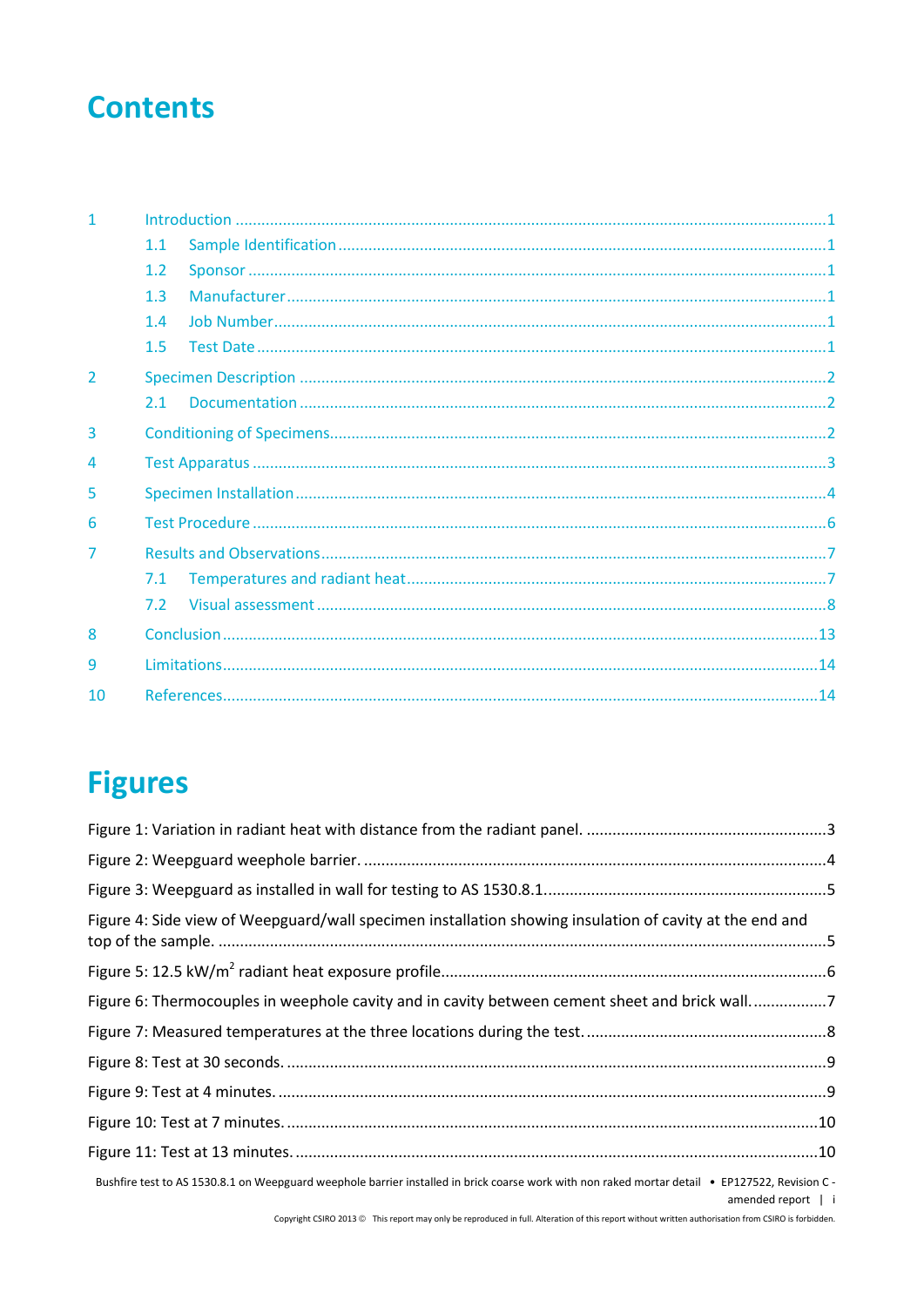# Contents

| | | |
|---|---|---|
| 1 | Introduction | 1 |
| | 1.1 Sample Identification | 1 |
| | 1.2 Sponsor | 1 |
| | 1.3 Manufacturer | 1 |
| | 1.4 Job Number | 1 |
| | 1.5 Test Date | 1 |
| 2 | Specimen Description | 2 |
| | 2.1 Documentation | 2 |
| 3 | Conditioning of Specimens | 2 |
| 4 | Test Apparatus | 3 |
| 5 | Specimen Installation | 4 |
| 6 | Test Procedure | 6 |
| 7 | Results and Observations | 7 |
| | 7.1 Temperatures and radiant heat | 7 |
| | 7.2 Visual assessment | 8 |
| 8 | Conclusion | 13 |
| 9 | Limitations | 14 |
| 10 | References | 14 |

# Figures

| | |
|---|---|
| Figure 1: Variation in radiant heat with distance from the radiant panel. | 3 |
| Figure 2: Weepguard weephole barrier. | 4 |
| Figure 3: Weepguard as installed in wall for testing to AS 1530.8.1. | 5 |
| Figure 4: Side view of Weepguard/wall specimen installation showing insulation of cavity at the end and top of the sample. | 5 |
| Figure 5: 12.5 $kW/m^2$ radiant heat exposure profile. | 6 |
| Figure 6: Thermocouples in weephole cavity and in cavity between cement sheet and brick wall. | 7 |
| Figure 7: Measured temperatures at the three locations during the test. | 8 |
| Figure 8: Test at 30 seconds. | 9 |
| Figure 9: Test at 4 minutes. | 9 |
| Figure 10: Test at 7 minutes. | 10 |
| Figure 11: Test at 13 minutes. | 10 |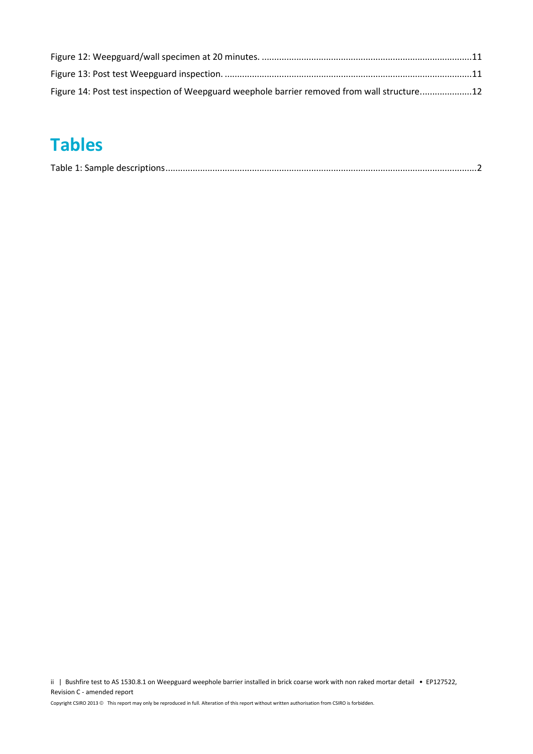Figure 12: Weepguard/wall specimen at 20 minutes. ....................................................................................11

Figure 13: Post test Weepguard inspection. ...................................................................................................11

Figure 14: Post test inspection of Weepguard weephole barrier removed from wall structure.....................12

# Tables

Table 1: Sample descriptions.............................................................................................................................2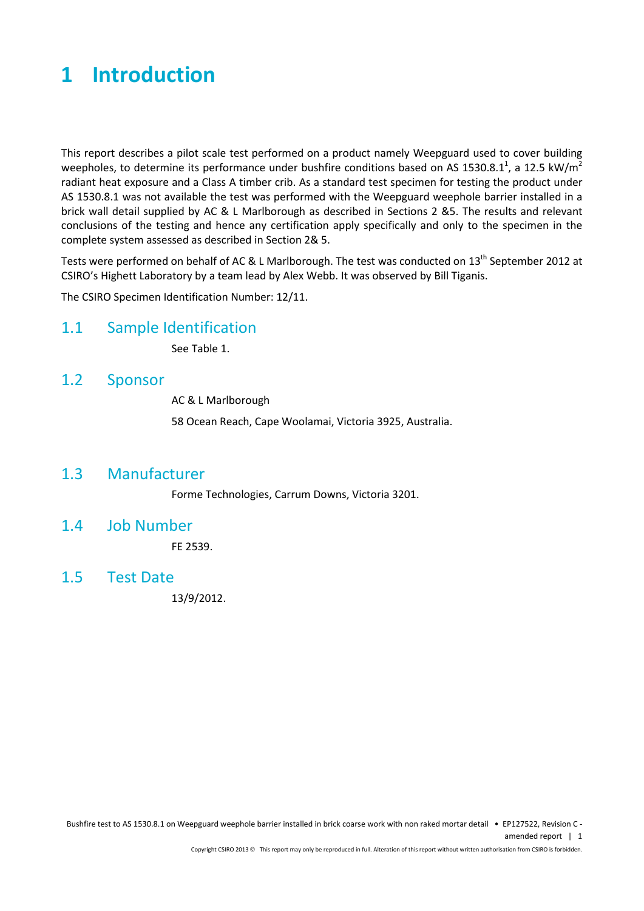# 1 Introduction

This report describes a pilot scale test performed on a product namely Weepguard used to cover building weepholes, to determine its performance under bushfire conditions based on AS 1530.8.1[1], a 12.5 kW/m$^2$ radiant heat exposure and a Class A timber crib. As a standard test specimen for testing the product under AS 1530.8.1 was not available the test was performed with the Weepguard weephole barrier installed in a brick wall detail supplied by AC & L Marlborough as described in Sections 2 &5. The results and relevant conclusions of the testing and hence any certification apply specifically and only to the specimen in the complete system assessed as described in Section 2& 5.

Tests were performed on behalf of AC & L Marlborough. The test was conducted on 13th September 2012 at CSIRO's Highett Laboratory by a team lead by Alex Webb. It was observed by Bill Tiganis.

The CSIRO Specimen Identification Number: 12/11.

## 1.1 Sample Identification

See Table 1.

## 1.2 Sponsor

AC & L Marlborough

58 Ocean Reach, Cape Woolamai, Victoria 3925, Australia.

## 1.3 Manufacturer

Forme Technologies, Carrum Downs, Victoria 3201.

## 1.4 Job Number

FE 2539.

## 1.5 Test Date

13/9/2012.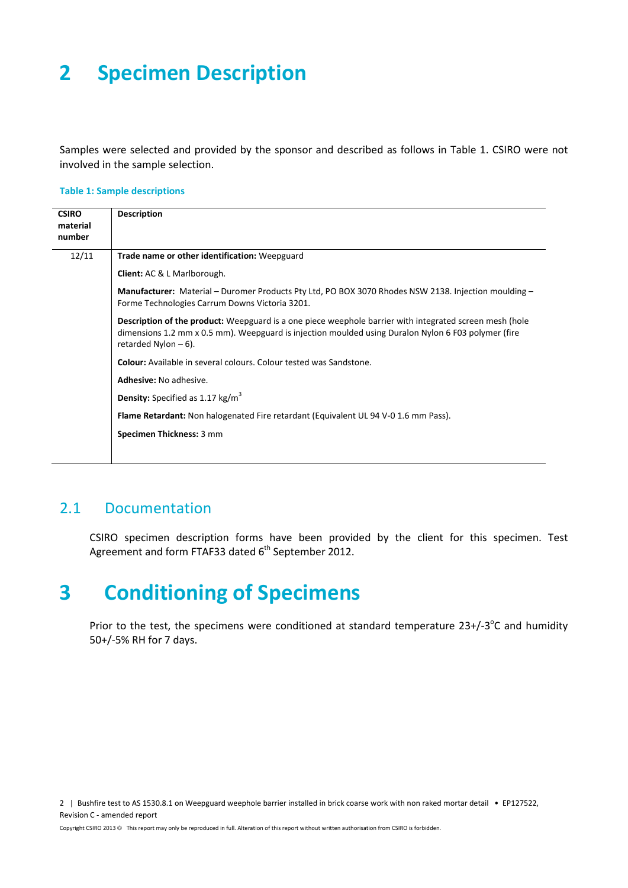# 2 Specimen Description

Samples were selected and provided by the sponsor and described as follows in Table 1. CSIRO were not involved in the sample selection.

**Table 1: Sample descriptions**

| CSIRO material number | Description |
|---|---|
| 12/11 | **Trade name or other identification:** Weepguard<br><br>**Client:** AC & L Marlborough.<br><br>**Manufacturer:** Material – Duromer Products Pty Ltd, PO BOX 3070 Rhodes NSW 2138. Injection moulding – Forme Technologies Carrum Downs Victoria 3201.<br><br>**Description of the product:** Weepguard is a one piece weephole barrier with integrated screen mesh (hole dimensions 1.2 mm x 0.5 mm). Weepguard is injection moulded using Duralon Nylon 6 F03 polymer (fire retarded Nylon – 6).<br><br>**Colour:** Available in several colours. Colour tested was Sandstone.<br><br>**Adhesive:** No adhesive.<br><br>**Density:** Specified as 1.17 kg/$m^3$<br><br>**Flame Retardant:** Non halogenated Fire retardant (Equivalent UL 94 V-0 1.6 mm Pass).<br><br>**Specimen Thickness:** 3 mm |

## 2.1 Documentation

CSIRO specimen description forms have been provided by the client for this specimen. Test Agreement and form FTAF33 dated 6th September 2012.

# 3 Conditioning of Specimens

Prior to the test, the specimens were conditioned at standard temperature 23+/-3°C and humidity 50+/-5% RH for 7 days.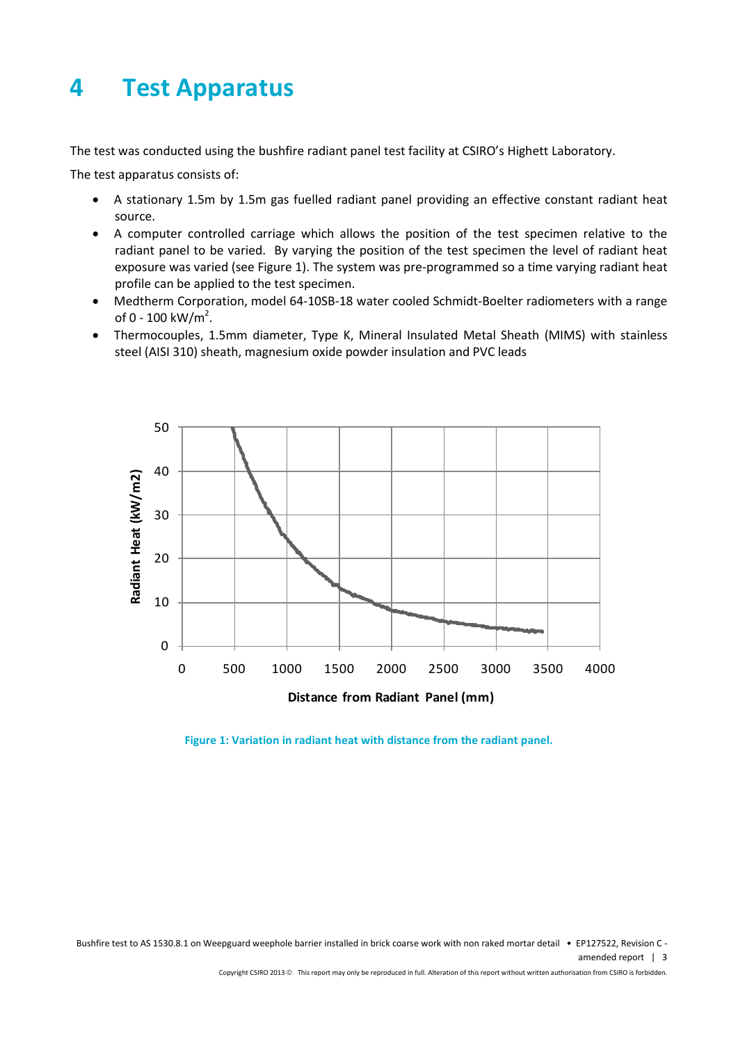# 4 Test Apparatus

The test was conducted using the bushfire radiant panel test facility at CSIRO's Highett Laboratory.

The test apparatus consists of:

- A stationary 1.5m by 1.5m gas fuelled radiant panel providing an effective constant radiant heat source.
- A computer controlled carriage which allows the position of the test specimen relative to the radiant panel to be varied. By varying the position of the test specimen the level of radiant heat exposure was varied (see Figure 1). The system was pre-programmed so a time varying radiant heat profile can be applied to the test specimen.
- Medtherm Corporation, model 64-10SB-18 water cooled Schmidt-Boelter radiometers with a range of 0 - 100 kW/$m^2$.
- Thermocouples, 1.5mm diameter, Type K, Mineral Insulated Metal Sheath (MIMS) with stainless steel (AISI 310) sheath, magnesium oxide powder insulation and PVC leads

Figure 1: Variation in radiant heat with distance from the radiant panel.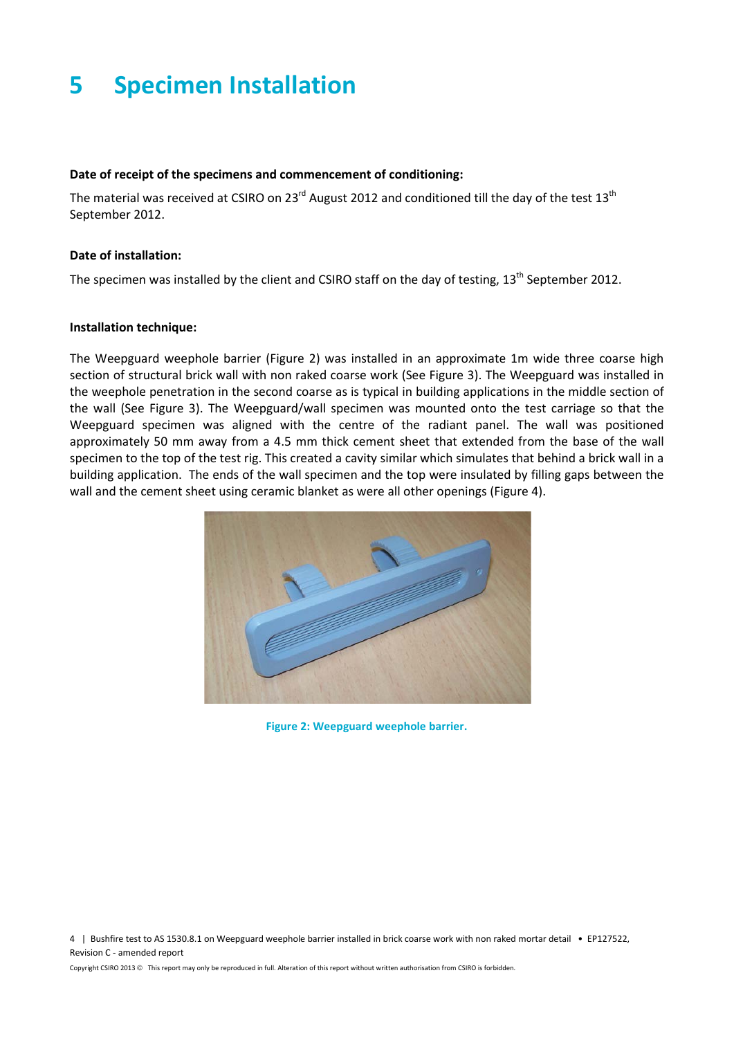# 5 Specimen Installation

**Date of receipt of the specimens and commencement of conditioning:**

The material was received at CSIRO on 23rd August 2012 and conditioned till the day of the test 13th September 2012.

**Date of installation:**

The specimen was installed by the client and CSIRO staff on the day of testing, 13th September 2012.

**Installation technique:**

The Weepguard weephole barrier (Figure 2) was installed in an approximate 1m wide three coarse high section of structural brick wall with non raked coarse work (See Figure 3). The Weepguard was installed in the weephole penetration in the second coarse as is typical in building applications in the middle section of the wall (See Figure 3). The Weepguard/wall specimen was mounted onto the test carriage so that the Weepguard specimen was aligned with the centre of the radiant panel. The wall was positioned approximately 50 mm away from a 4.5 mm thick cement sheet that extended from the base of the wall specimen to the top of the test rig. This created a cavity similar which simulates that behind a brick wall in a building application. The ends of the wall specimen and the top were insulated by filling gaps between the wall and the cement sheet using ceramic blanket as were all other openings (Figure 4).

Figure 2: Weepguard weephole barrier.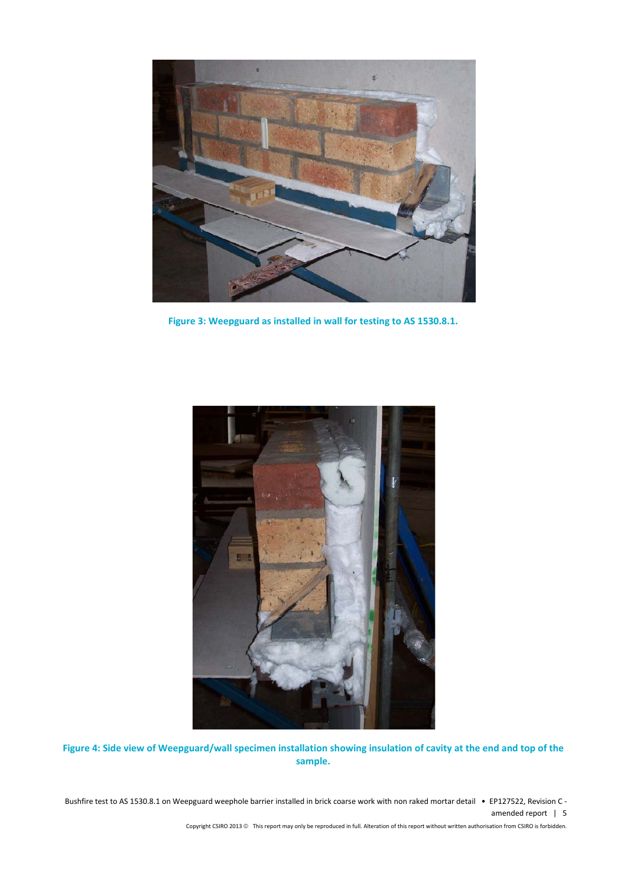**Figure 3: Weepguard as installed in wall for testing to AS 1530.8.1.**

**Figure 4: Side view of Weepguard/wall specimen installation showing insulation of cavity at the end and top of the sample.**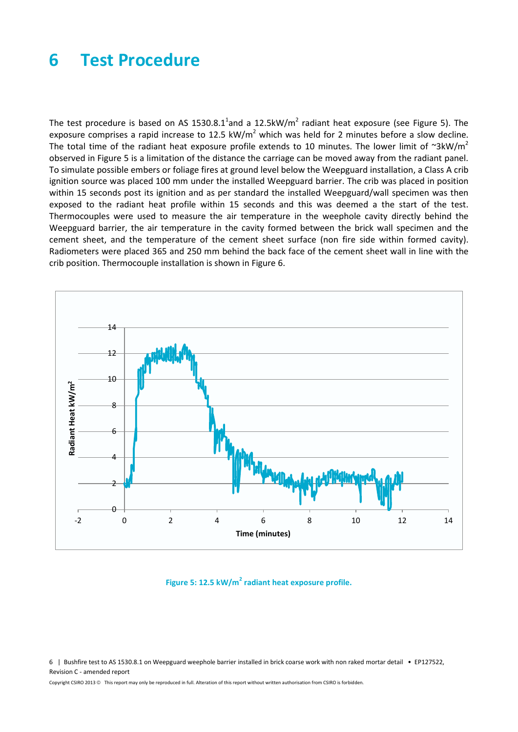# 6 Test Procedure

The test procedure is based on AS 1530.8.1[1]and a 12.5kW/m$^2$ radiant heat exposure (see Figure 5). The exposure comprises a rapid increase to 12.5 kW/m$^2$ which was held for 2 minutes before a slow decline. The total time of the radiant heat exposure profile extends to 10 minutes. The lower limit of ~3kW/m$^2$ observed in Figure 5 is a limitation of the distance the carriage can be moved away from the radiant panel. To simulate possible embers or foliage fires at ground level below the Weepguard installation, a Class A crib ignition source was placed 100 mm under the installed Weepguard barrier. The crib was placed in position within 15 seconds post its ignition and as per standard the installed Weepguard/wall specimen was then exposed to the radiant heat profile within 15 seconds and this was deemed a the start of the test. Thermocouples were used to measure the air temperature in the weephole cavity directly behind the Weepguard barrier, the air temperature in the cavity formed between the brick wall specimen and the cement sheet, and the temperature of the cement sheet surface (non fire side within formed cavity). Radiometers were placed 365 and 250 mm behind the back face of the cement sheet wall in line with the crib position. Thermocouple installation is shown in Figure 6.

Figure 5: 12.5 kW/m$^2$ radiant heat exposure profile.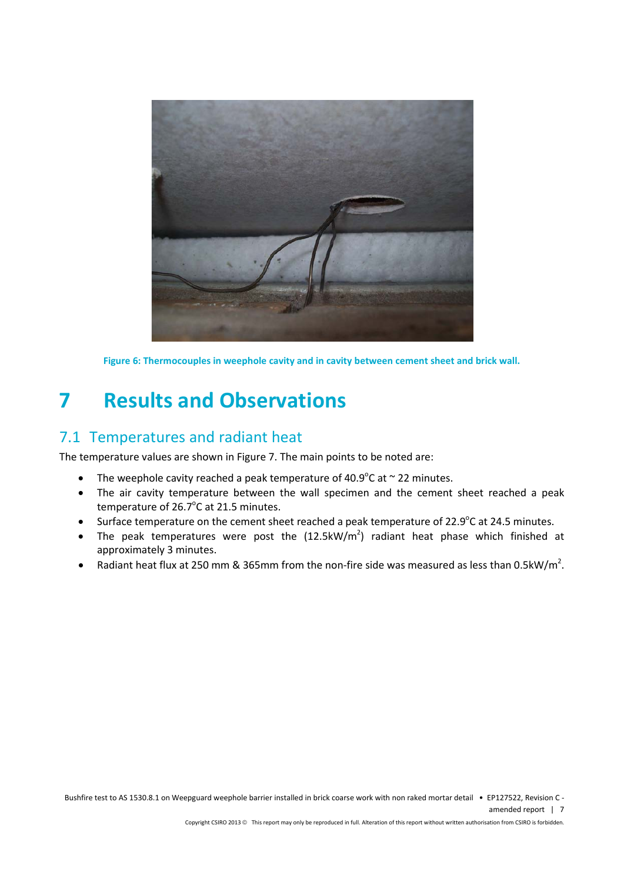Figure 6: Thermocouples in weephole cavity and in cavity between cement sheet and brick wall.

# 7 Results and Observations

## 7.1 Temperatures and radiant heat

The temperature values are shown in Figure 7. The main points to be noted are:

- The weephole cavity reached a peak temperature of 40.9$^{o}$C at ~ 22 minutes.
- The air cavity temperature between the wall specimen and the cement sheet reached a peak temperature of 26.7$^{o}$C at 21.5 minutes.
- Surface temperature on the cement sheet reached a peak temperature of 22.9$^{o}$C at 24.5 minutes.
- The peak temperatures were post the (12.5kW/m$^{2}$) radiant heat phase which finished at approximately 3 minutes.
- Radiant heat flux at 250 mm & 365mm from the non-fire side was measured as less than 0.5kW/m$^{2}$.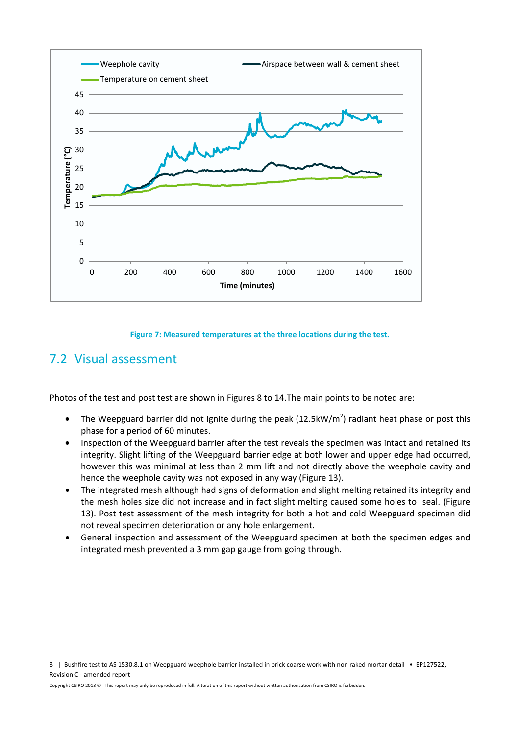Figure 7: Measured temperatures at the three locations during the test.

## 7.2 Visual assessment

Photos of the test and post test are shown in Figures 8 to 14.The main points to be noted are:

- The Weepguard barrier did not ignite during the peak (12.5kW/m$^2$) radiant heat phase or post this phase for a period of 60 minutes.
- Inspection of the Weepguard barrier after the test reveals the specimen was intact and retained its integrity. Slight lifting of the Weepguard barrier edge at both lower and upper edge had occurred, however this was minimal at less than 2 mm lift and not directly above the weephole cavity and hence the weephole cavity was not exposed in any way (Figure 13).
- The integrated mesh although had signs of deformation and slight melting retained its integrity and the mesh holes size did not increase and in fact slight melting caused some holes to seal. (Figure 13). Post test assessment of the mesh integrity for both a hot and cold Weepguard specimen did not reveal specimen deterioration or any hole enlargement.
- General inspection and assessment of the Weepguard specimen at both the specimen edges and integrated mesh prevented a 3 mm gap gauge from going through.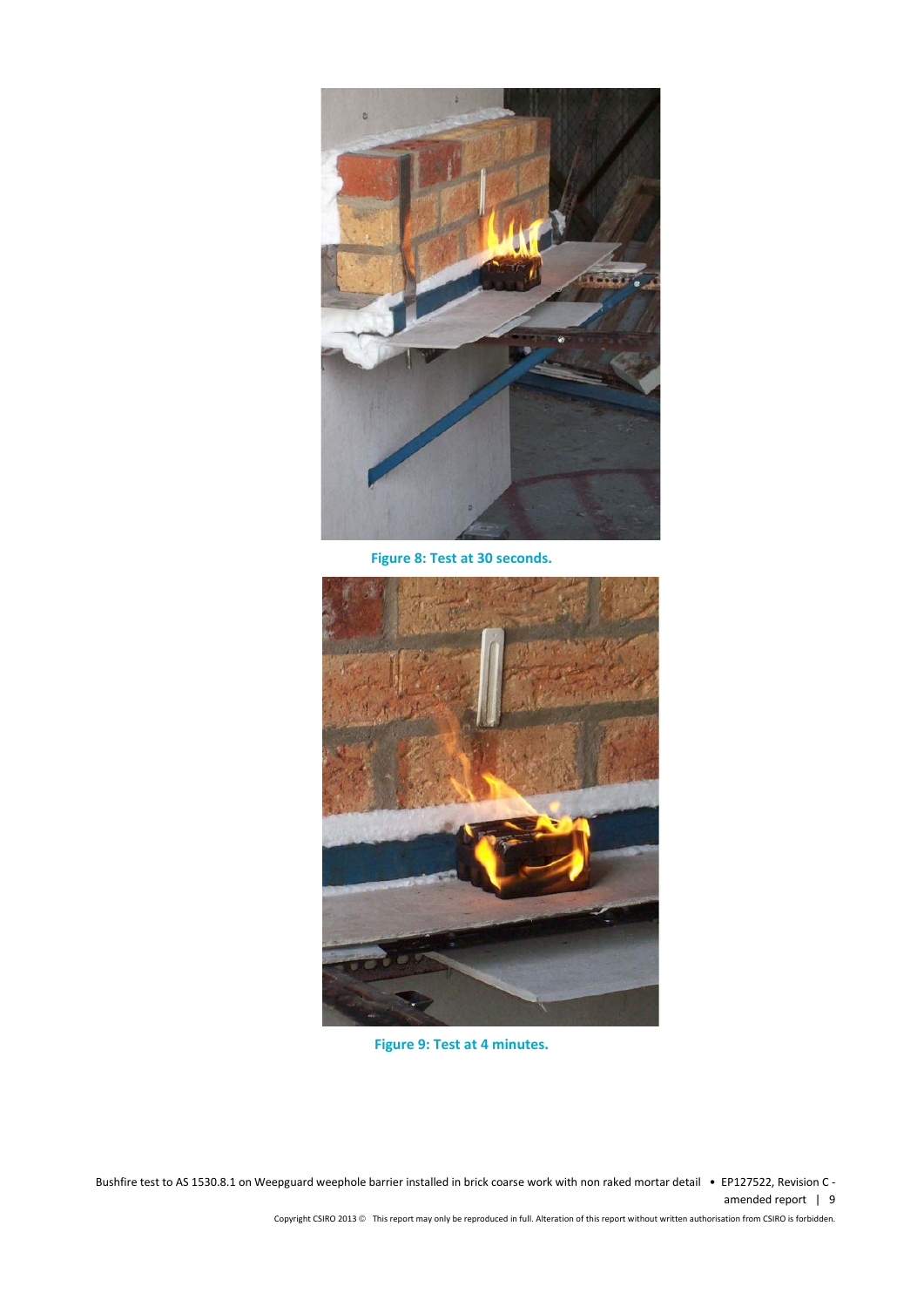Figure 8: Test at 30 seconds.

Figure 9: Test at 4 minutes.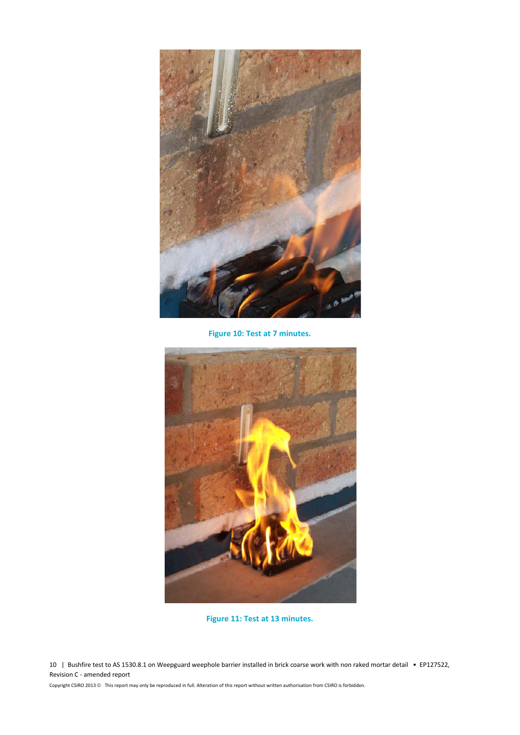Figure 10: Test at 7 minutes.

Figure 11: Test at 13 minutes.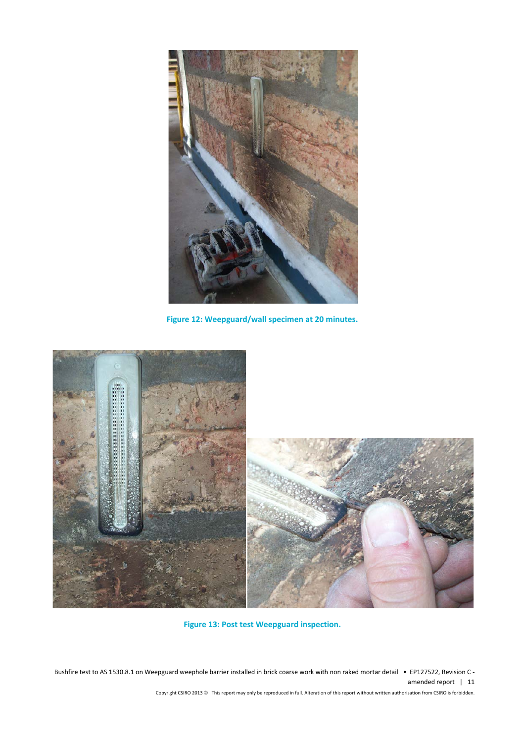Figure 12: Weepguard/wall specimen at 20 minutes.

Figure 13: Post test Weepguard inspection.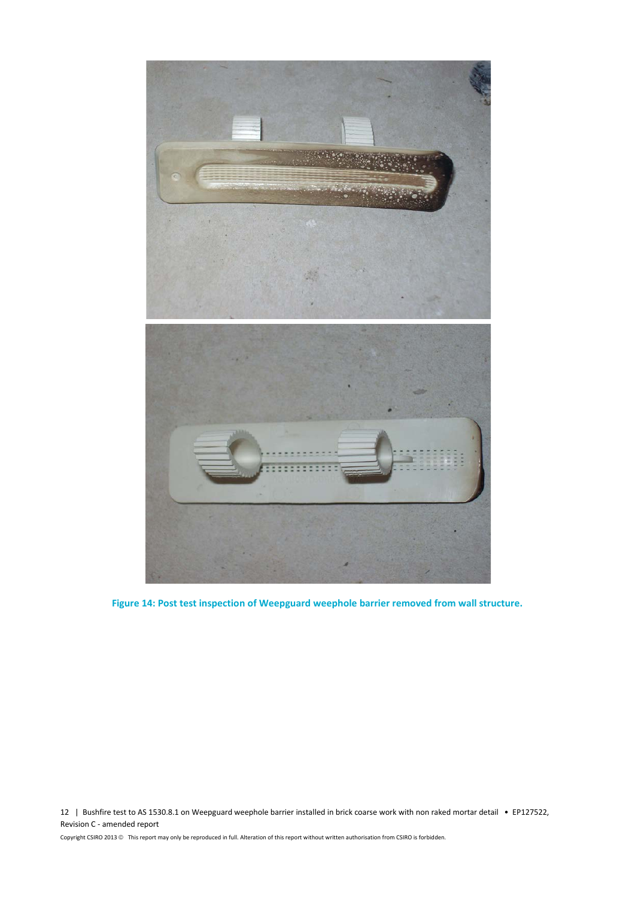**Figure 14: Post test inspection of Weepguard weephole barrier removed from wall structure.**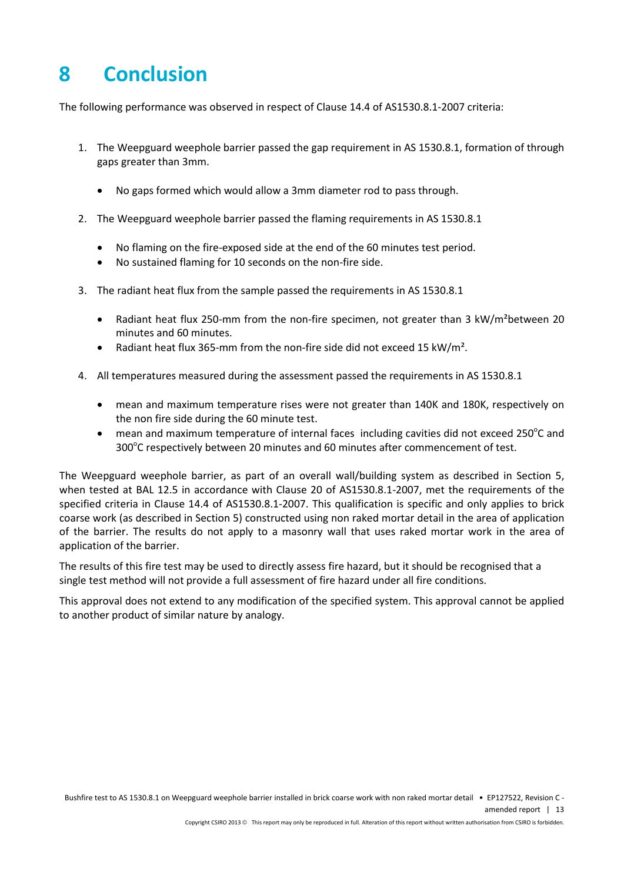# 8 Conclusion

The following performance was observed in respect of Clause 14.4 of AS1530.8.1-2007 criteria:

1. The Weepguard weephole barrier passed the gap requirement in AS 1530.8.1, formation of through gaps greater than 3mm.
    - No gaps formed which would allow a 3mm diameter rod to pass through.
2. The Weepguard weephole barrier passed the flaming requirements in AS 1530.8.1
    - No flaming on the fire-exposed side at the end of the 60 minutes test period.
    - No sustained flaming for 10 seconds on the non-fire side.
3. The radiant heat flux from the sample passed the requirements in AS 1530.8.1
    - Radiant heat flux 250-mm from the non-fire specimen, not greater than 3 kW/m²between 20 minutes and 60 minutes.
    - Radiant heat flux 365-mm from the non-fire side did not exceed 15 kW/m².
4. All temperatures measured during the assessment passed the requirements in AS 1530.8.1
    - mean and maximum temperature rises were not greater than 140K and 180K, respectively on the non fire side during the 60 minute test.
    - mean and maximum temperature of internal faces including cavities did not exceed 250°C and 300°C respectively between 20 minutes and 60 minutes after commencement of test.

The Weepguard weephole barrier, as part of an overall wall/building system as described in Section 5, when tested at BAL 12.5 in accordance with Clause 20 of AS1530.8.1-2007, met the requirements of the specified criteria in Clause 14.4 of AS1530.8.1-2007. This qualification is specific and only applies to brick coarse work (as described in Section 5) constructed using non raked mortar detail in the area of application of the barrier. The results do not apply to a masonry wall that uses raked mortar work in the area of application of the barrier.

The results of this fire test may be used to directly assess fire hazard, but it should be recognised that a single test method will not provide a full assessment of fire hazard under all fire conditions.

This approval does not extend to any modification of the specified system. This approval cannot be applied to another product of similar nature by analogy.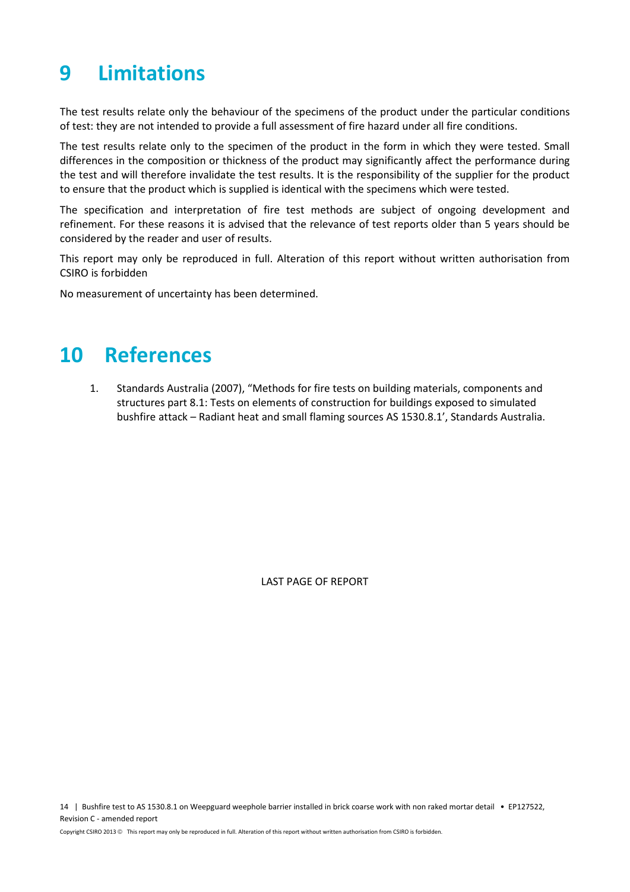# 9 Limitations

The test results relate only the behaviour of the specimens of the product under the particular conditions of test: they are not intended to provide a full assessment of fire hazard under all fire conditions.

The test results relate only to the specimen of the product in the form in which they were tested. Small differences in the composition or thickness of the product may significantly affect the performance during the test and will therefore invalidate the test results. It is the responsibility of the supplier for the product to ensure that the product which is supplied is identical with the specimens which were tested.

The specification and interpretation of fire test methods are subject of ongoing development and refinement. For these reasons it is advised that the relevance of test reports older than 5 years should be considered by the reader and user of results.

This report may only be reproduced in full. Alteration of this report without written authorisation from CSIRO is forbidden

No measurement of uncertainty has been determined.

# 10 References

1. Standards Australia (2007), "Methods for fire tests on building materials, components and structures part 8.1: Tests on elements of construction for buildings exposed to simulated bushfire attack – Radiant heat and small flaming sources AS 1530.8.1', Standards Australia.

LAST PAGE OF REPORT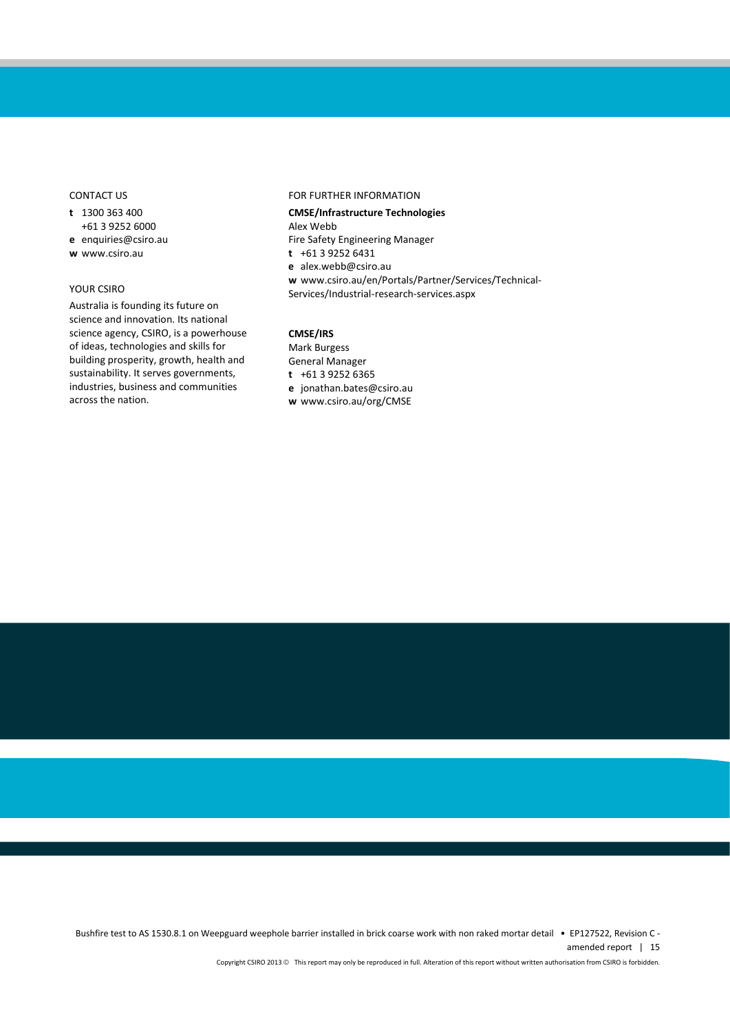CONTACT US

**t** 1300 363 400
+61 3 9252 6000
**e** enquiries@csiro.au
**w** www.csiro.au

YOUR CSIRO

Australia is founding its future on science and innovation. Its national science agency, CSIRO, is a powerhouse of ideas, technologies and skills for building prosperity, growth, health and sustainability. It serves governments, industries, business and communities across the nation.

FOR FURTHER INFORMATION

**CMSE/Infrastructure Technologies**
Alex Webb
Fire Safety Engineering Manager
**t** +61 3 9252 6431
**e** alex.webb@csiro.au
**w** www.csiro.au/en/Portals/Partner/Services/Technical-Services/Industrial-research-services.aspx

**CMSE/IRS**
Mark Burgess
General Manager
**t** +61 3 9252 6365
**e** jonathan.bates@csiro.au
**w** www.csiro.au/org/CMSE

Copyright CSIRO 2013 © This report may only be reproduced in full. Alteration of this report without written authorisation from CSIRO is forbidden.